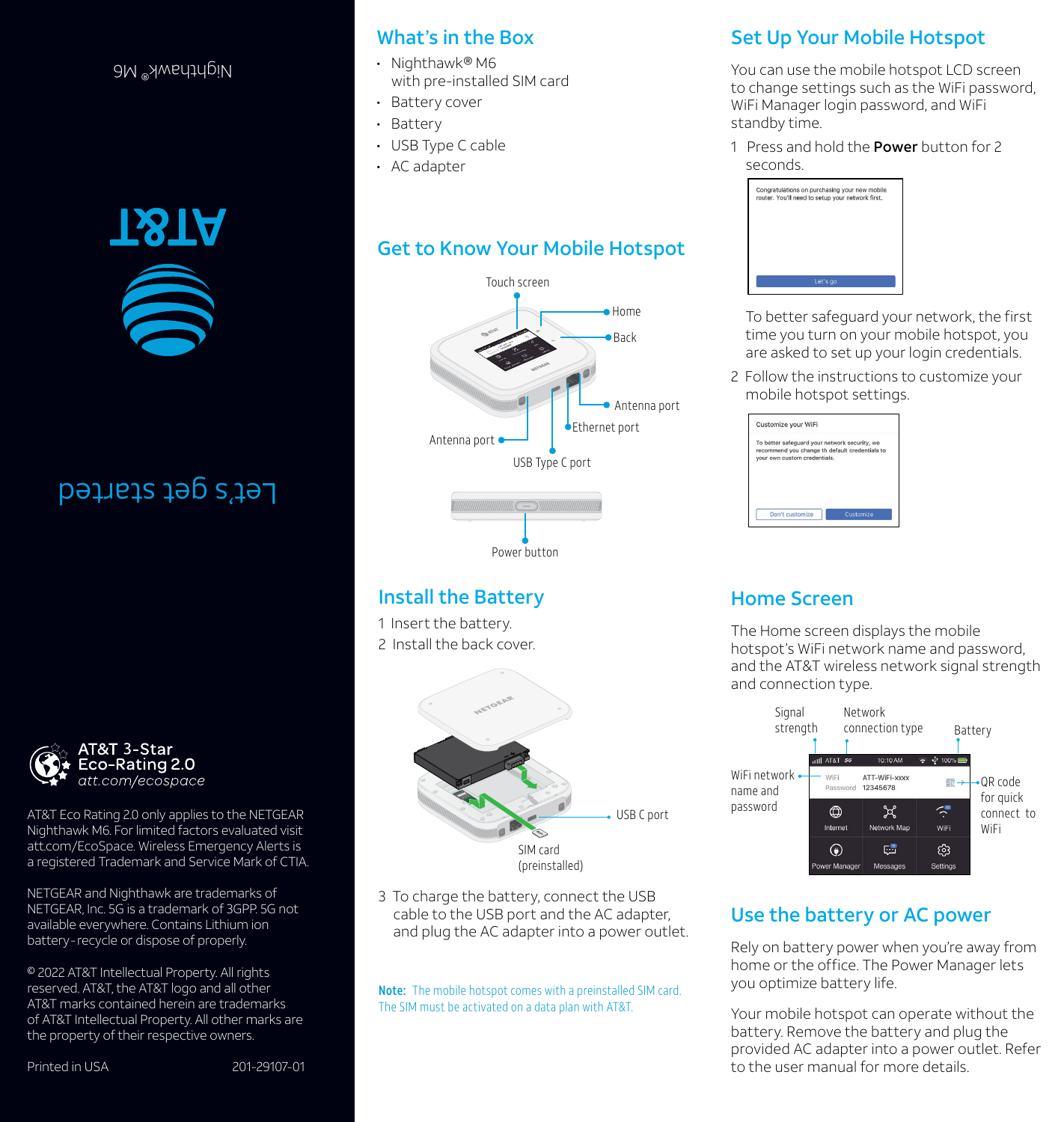Nighthawk® M6

AT&T

Let's get started

**AT&T 3-Star Eco-Rating 2.0**
*att.com/ecospace*

AT&T Eco Rating 2.0 only applies to the NETGEAR Nighthawk M6. For limited factors evaluated visit att.com/EcoSpace. Wireless Emergency Alerts is a registered Trademark and Service Mark of CTIA.

NETGEAR and Nighthawk are trademarks of NETGEAR, Inc. 5G is a trademark of 3GPP. 5G not available everywhere. Contains Lithium ion battery-recycle or dispose of properly.

© 2022 AT&T Intellectual Property. All rights reserved. AT&T, the AT&T logo and all other AT&T marks contained herein are trademarks of AT&T Intellectual Property. All other marks are the property of their respective owners.

Printed in USA 201-29107-01

## What's in the Box

- Nighthawk® M6 with pre-installed SIM card
- Battery cover
- Battery
- USB Type C cable
- AC adapter

## Get to Know Your Mobile Hotspot

Touch screen
Home
Back
Antenna port
Ethernet port
Antenna port
USB Type C port
Power button

## Install the Battery

1 Insert the battery.
2 Install the back cover.

USB C port
SIM card (preinstalled)

3 To charge the battery, connect the USB cable to the USB port and the AC adapter, and plug the AC adapter into a power outlet.

**Note:** The mobile hotspot comes with a preinstalled SIM card. The SIM must be activated on a data plan with AT&T.

## Set Up Your Mobile Hotspot

You can use the mobile hotspot LCD screen to change settings such as the WiFi password, WiFi Manager login password, and WiFi standby time.

1 Press and hold the **Power** button for 2 seconds.

Congratulations on purchasing your new mobile router. You'll need to setup your network first.
Let's go

To better safeguard your network, the first time you turn on your mobile hotspot, you are asked to set up your login credentials.

2 Follow the instructions to customize your mobile hotspot settings.

Customize your WiFi
To better safeguard your network security, we recommend you change th default credentials to your own custom credentials.
Don't customize | Customize

## Home Screen

The Home screen displays the mobile hotspot's WiFi network name and password, and the AT&T wireless network signal strength and connection type.

Signal strength
Network connection type
Battery
WiFi network name and password
QR code for quick connect to WiFi

AT&T 5G 10:10 AM 100%
WiFi ATT-WiFi-xxxx
Password 12345678
Internet | Network Map | WiFi
Power Manager | Messages | Settings

## Use the battery or AC power

Rely on battery power when you're away from home or the office. The Power Manager lets you optimize battery life.

Your mobile hotspot can operate without the battery. Remove the battery and plug the provided AC adapter into a power outlet. Refer to the user manual for more details.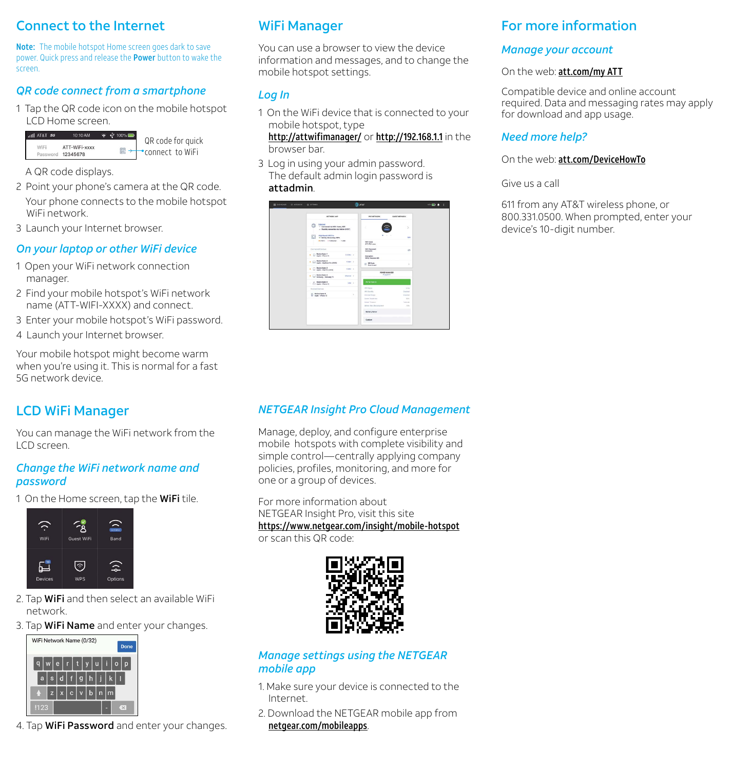## Connect to the Internet

**Note:** The mobile hotspot Home screen goes dark to save power. Quick press and release the **Power** button to wake the screen.

### *QR code connect from a smartphone*

1 Tap the QR code icon on the mobile hotspot LCD Home screen.

QR code for quick connect to WiFi

A QR code displays.

2 Point your phone's camera at the QR code.

Your phone connects to the mobile hotspot WiFi network.

3 Launch your Internet browser.

### *On your laptop or other WiFi device*

1 Open your WiFi network connection manager.

2 Find your mobile hotspot's WiFi network name (ATT-WIFI-XXXX) and connect.

3 Enter your mobile hotspot's WiFi password.

4 Launch your Internet browser.

Your mobile hotspot might become warm when you're using it. This is normal for a fast 5G network device.

## LCD WiFi Manager

You can manage the WiFi network from the LCD screen.

### *Change the WiFi network name and password*

1 On the Home screen, tap the **WiFi** tile.

2. Tap **WiFi** and then select an available WiFi network.

3. Tap **WiFi Name** and enter your changes.

4. Tap **WiFi Password** and enter your changes.

## WiFi Manager

You can use a browser to view the device information and messages, and to change the mobile hotspot settings.

### *Log In*

1 On the WiFi device that is connected to your mobile hotspot, type **http://attwifimanager/** or **http://192.168.1.1** in the browser bar.

3 Log in using your admin password. The default admin login password is **attadmin**.

### *NETGEAR Insight Pro Cloud Management*

Manage, deploy, and configure enterprise mobile hotspots with complete visibility and simple control—centrally applying company policies, profiles, monitoring, and more for one or a group of devices.

For more information about NETGEAR Insight Pro, visit this site **https://www.netgear.com/insight/mobile-hotspot** or scan this QR code:

### *Manage settings using the NETGEAR mobile app*

1. Make sure your device is connected to the Internet.

2. Download the NETGEAR mobile app from **netgear.com/mobileapps**.

## For more information

### *Manage your account*

On the web: **att.com/my ATT**

Compatible device and online account required. Data and messaging rates may apply for download and app usage.

### *Need more help?*

On the web: **att.com/DeviceHowTo**

Give us a call

611 from any AT&T wireless phone, or 800.331.0500. When prompted, enter your device's 10-digit number.